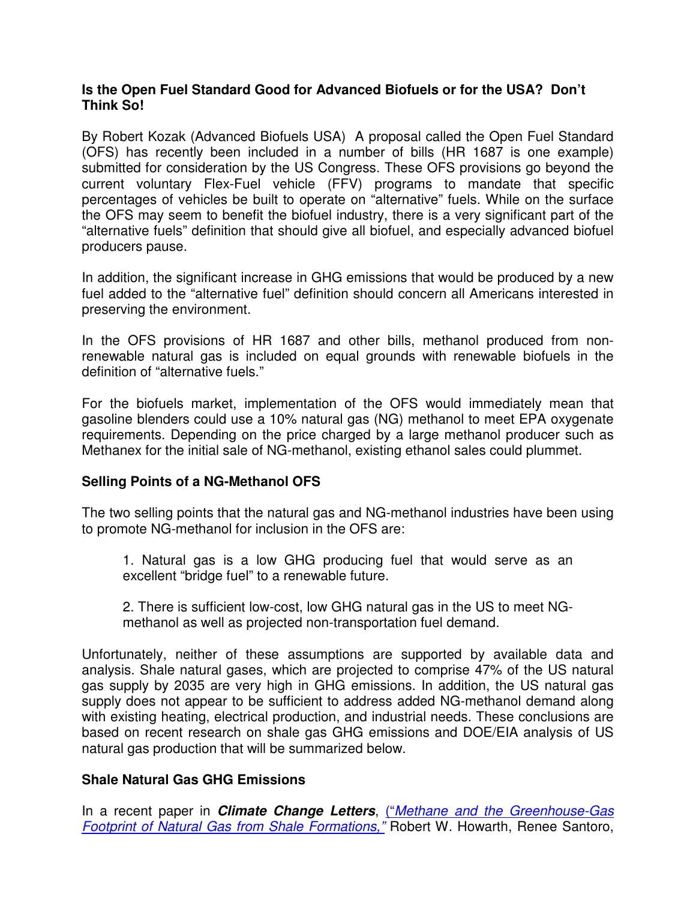**Is the Open Fuel Standard Good for Advanced Biofuels or for the USA? Don't Think So!**

By Robert Kozak (Advanced Biofuels USA) A proposal called the Open Fuel Standard (OFS) has recently been included in a number of bills (HR 1687 is one example) submitted for consideration by the US Congress. These OFS provisions go beyond the current voluntary Flex-Fuel vehicle (FFV) programs to mandate that specific percentages of vehicles be built to operate on "alternative" fuels. While on the surface the OFS may seem to benefit the biofuel industry, there is a very significant part of the "alternative fuels" definition that should give all biofuel, and especially advanced biofuel producers pause.

In addition, the significant increase in GHG emissions that would be produced by a new fuel added to the "alternative fuel" definition should concern all Americans interested in preserving the environment.

In the OFS provisions of HR 1687 and other bills, methanol produced from non-renewable natural gas is included on equal grounds with renewable biofuels in the definition of "alternative fuels."

For the biofuels market, implementation of the OFS would immediately mean that gasoline blenders could use a 10% natural gas (NG) methanol to meet EPA oxygenate requirements. Depending on the price charged by a large methanol producer such as Methanex for the initial sale of NG-methanol, existing ethanol sales could plummet.

**Selling Points of a NG-Methanol OFS**

The two selling points that the natural gas and NG-methanol industries have been using to promote NG-methanol for inclusion in the OFS are:

> 1. Natural gas is a low GHG producing fuel that would serve as an excellent "bridge fuel" to a renewable future.
>
> 2. There is sufficient low-cost, low GHG natural gas in the US to meet NG-methanol as well as projected non-transportation fuel demand.

Unfortunately, neither of these assumptions are supported by available data and analysis. Shale natural gases, which are projected to comprise 47% of the US natural gas supply by 2035 are very high in GHG emissions. In addition, the US natural gas supply does not appear to be sufficient to address added NG-methanol demand along with existing heating, electrical production, and industrial needs. These conclusions are based on recent research on shale gas GHG emissions and DOE/EIA analysis of US natural gas production that will be summarized below.

**Shale Natural Gas GHG Emissions**

In a recent paper in ***Climate Change Letters***, (*"Methane and the Greenhouse-Gas Footprint of Natural Gas from Shale Formations,"* Robert W. Howarth, Renee Santoro,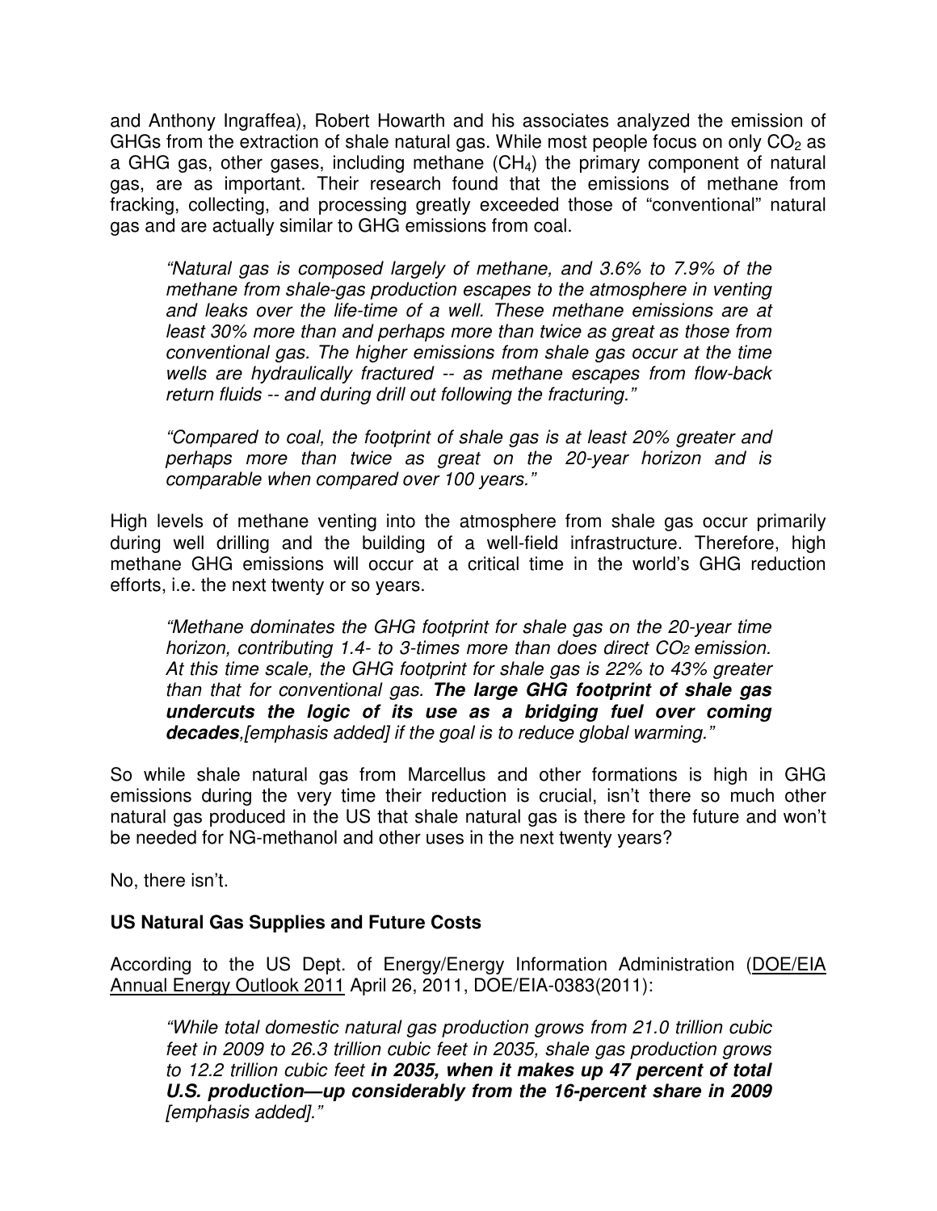and Anthony Ingraffea), Robert Howarth and his associates analyzed the emission of GHGs from the extraction of shale natural gas. While most people focus on only $CO_2$ as a GHG gas, other gases, including methane ($CH_4$) the primary component of natural gas, are as important. Their research found that the emissions of methane from fracking, collecting, and processing greatly exceeded those of "conventional" natural gas and are actually similar to GHG emissions from coal.

> *"Natural gas is composed largely of methane, and 3.6% to 7.9% of the methane from shale-gas production escapes to the atmosphere in venting and leaks over the life-time of a well. These methane emissions are at least 30% more than and perhaps more than twice as great as those from conventional gas. The higher emissions from shale gas occur at the time wells are hydraulically fractured -- as methane escapes from flow-back return fluids -- and during drill out following the fracturing."*

> *"Compared to coal, the footprint of shale gas is at least 20% greater and perhaps more than twice as great on the 20-year horizon and is comparable when compared over 100 years."*

High levels of methane venting into the atmosphere from shale gas occur primarily during well drilling and the building of a well-field infrastructure. Therefore, high methane GHG emissions will occur at a critical time in the world's GHG reduction efforts, i.e. the next twenty or so years.

> *"Methane dominates the GHG footprint for shale gas on the 20-year time horizon, contributing 1.4- to 3-times more than does direct $CO_2$ emission. At this time scale, the GHG footprint for shale gas is 22% to 43% greater than that for conventional gas. **The large GHG footprint of shale gas undercuts the logic of its use as a bridging fuel over coming decades**,[emphasis added] if the goal is to reduce global warming."*

So while shale natural gas from Marcellus and other formations is high in GHG emissions during the very time their reduction is crucial, isn't there so much other natural gas produced in the US that shale natural gas is there for the future and won't be needed for NG-methanol and other uses in the next twenty years?

No, there isn't.

**US Natural Gas Supplies and Future Costs**

According to the US Dept. of Energy/Energy Information Administration (DOE/EIA Annual Energy Outlook 2011 April 26, 2011, DOE/EIA-0383(2011):

> *"While total domestic natural gas production grows from 21.0 trillion cubic feet in 2009 to 26.3 trillion cubic feet in 2035, shale gas production grows to 12.2 trillion cubic feet **in 2035, when it makes up 47 percent of total U.S. production—up considerably from the 16-percent share in 2009** [emphasis added]."*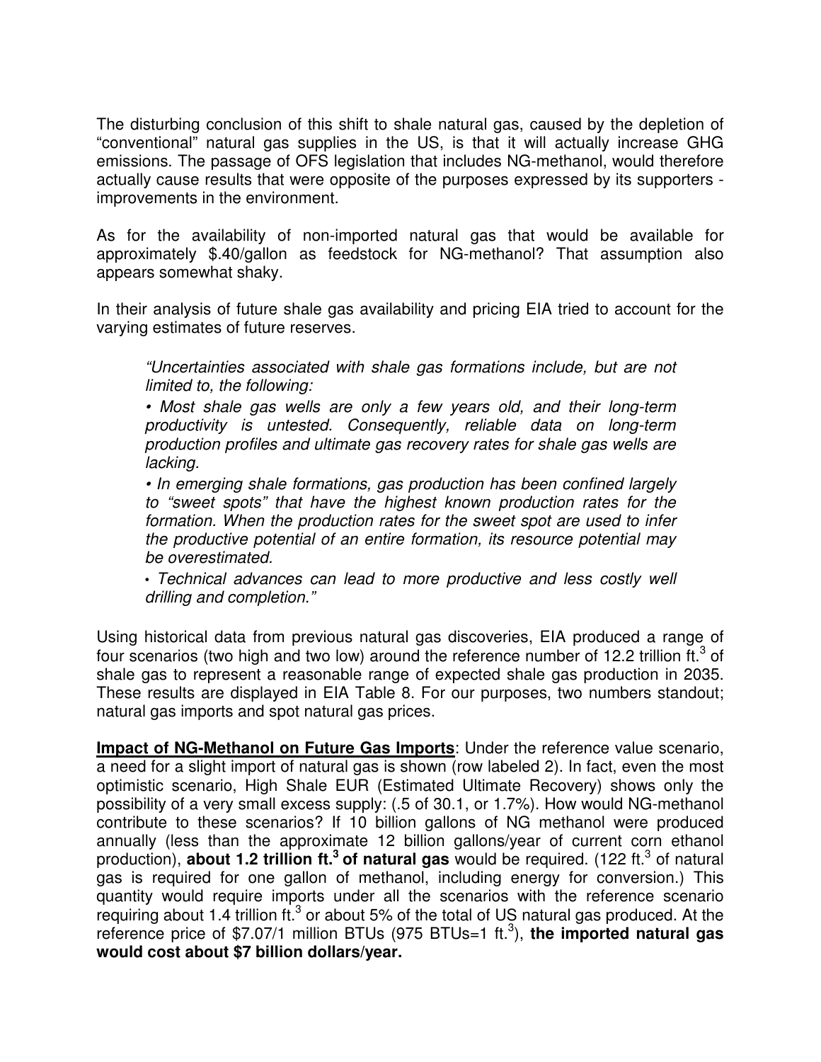The disturbing conclusion of this shift to shale natural gas, caused by the depletion of "conventional" natural gas supplies in the US, is that it will actually increase GHG emissions. The passage of OFS legislation that includes NG-methanol, would therefore actually cause results that were opposite of the purposes expressed by its supporters - improvements in the environment.

As for the availability of non-imported natural gas that would be available for approximately $.40/gallon as feedstock for NG-methanol? That assumption also appears somewhat shaky.

In their analysis of future shale gas availability and pricing EIA tried to account for the varying estimates of future reserves.

> *"Uncertainties associated with shale gas formations include, but are not limited to, the following:*
>
> *• Most shale gas wells are only a few years old, and their long-term productivity is untested. Consequently, reliable data on long-term production profiles and ultimate gas recovery rates for shale gas wells are lacking.*
>
> *• In emerging shale formations, gas production has been confined largely to "sweet spots" that have the highest known production rates for the formation. When the production rates for the sweet spot are used to infer the productive potential of an entire formation, its resource potential may be overestimated.*
>
> *• Technical advances can lead to more productive and less costly well drilling and completion."*

Using historical data from previous natural gas discoveries, EIA produced a range of four scenarios (two high and two low) around the reference number of 12.2 trillion ft.$^3$ of shale gas to represent a reasonable range of expected shale gas production in 2035. These results are displayed in EIA Table 8. For our purposes, two numbers standout; natural gas imports and spot natural gas prices.

**Impact of NG-Methanol on Future Gas Imports**: Under the reference value scenario, a need for a slight import of natural gas is shown (row labeled 2). In fact, even the most optimistic scenario, High Shale EUR (Estimated Ultimate Recovery) shows only the possibility of a very small excess supply: (.5 of 30.1, or 1.7%). How would NG-methanol contribute to these scenarios? If 10 billion gallons of NG methanol were produced annually (less than the approximate 12 billion gallons/year of current corn ethanol production), **about 1.2 trillion ft.$^3$ of natural gas** would be required. (122 ft.$^3$ of natural gas is required for one gallon of methanol, including energy for conversion.) This quantity would require imports under all the scenarios with the reference scenario requiring about 1.4 trillion ft.$^3$ or about 5% of the total of US natural gas produced. At the reference price of $7.07/1 million BTUs (975 BTUs=1 ft.$^3$), **the imported natural gas would cost about $7 billion dollars/year.**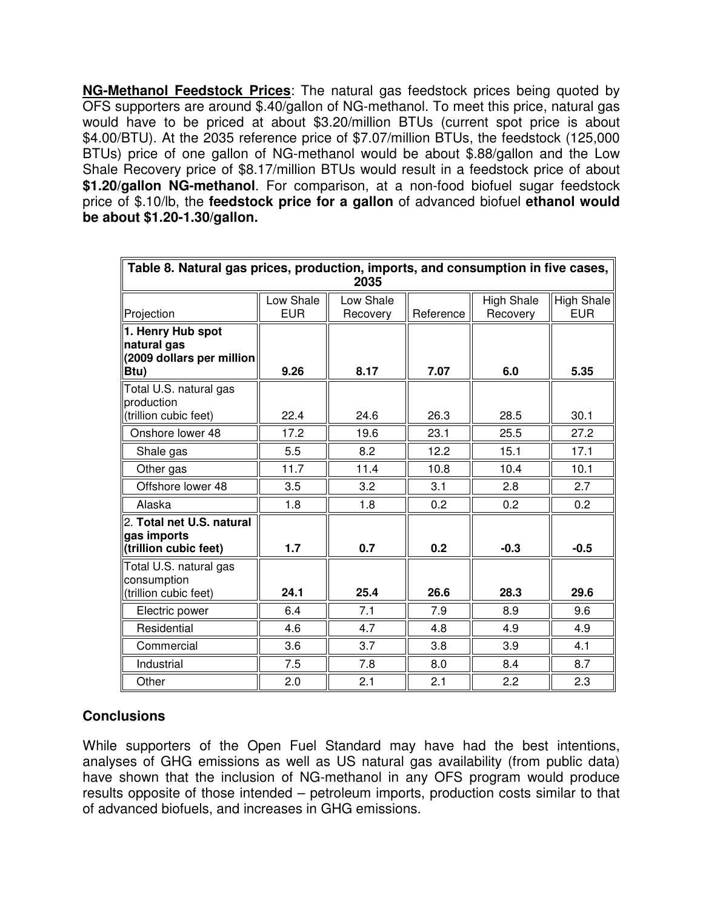**NG-Methanol Feedstock Prices**: The natural gas feedstock prices being quoted by OFS supporters are around $.40/gallon of NG-methanol. To meet this price, natural gas would have to be priced at about $3.20/million BTUs (current spot price is about $4.00/BTU). At the 2035 reference price of $7.07/million BTUs, the feedstock (125,000 BTUs) price of one gallon of NG-methanol would be about $.88/gallon and the Low Shale Recovery price of $8.17/million BTUs would result in a feedstock price of about **$1.20/gallon NG-methanol**. For comparison, at a non-food biofuel sugar feedstock price of $.10/lb, the **feedstock price for a gallon** of advanced biofuel **ethanol would be about $1.20-1.30/gallon.**

| Table 8. Natural gas prices, production, imports, and consumption in five cases, 2035 | | | | | |
|---|---|---|---|---|---|
| Projection | Low Shale EUR | Low Shale Recovery | Reference | High Shale Recovery | High Shale EUR |
| **1. Henry Hub spot natural gas (2009 dollars per million Btu)** | **9.26** | **8.17** | **7.07** | **6.0** | **5.35** |
| Total U.S. natural gas production (trillion cubic feet) | 22.4 | 24.6 | 26.3 | 28.5 | 30.1 |
| Onshore lower 48 | 17.2 | 19.6 | 23.1 | 25.5 | 27.2 |
| Shale gas | 5.5 | 8.2 | 12.2 | 15.1 | 17.1 |
| Other gas | 11.7 | 11.4 | 10.8 | 10.4 | 10.1 |
| Offshore lower 48 | 3.5 | 3.2 | 3.1 | 2.8 | 2.7 |
| Alaska | 1.8 | 1.8 | 0.2 | 0.2 | 0.2 |
| 2. **Total net U.S. natural gas imports (trillion cubic feet)** | **1.7** | **0.7** | **0.2** | **-0.3** | **-0.5** |
| Total U.S. natural gas consumption (trillion cubic feet) | **24.1** | **25.4** | **26.6** | **28.3** | **29.6** |
| Electric power | 6.4 | 7.1 | 7.9 | 8.9 | 9.6 |
| Residential | 4.6 | 4.7 | 4.8 | 4.9 | 4.9 |
| Commercial | 3.6 | 3.7 | 3.8 | 3.9 | 4.1 |
| Industrial | 7.5 | 7.8 | 8.0 | 8.4 | 8.7 |
| Other | 2.0 | 2.1 | 2.1 | 2.2 | 2.3 |

## Conclusions

While supporters of the Open Fuel Standard may have had the best intentions, analyses of GHG emissions as well as US natural gas availability (from public data) have shown that the inclusion of NG-methanol in any OFS program would produce results opposite of those intended – petroleum imports, production costs similar to that of advanced biofuels, and increases in GHG emissions.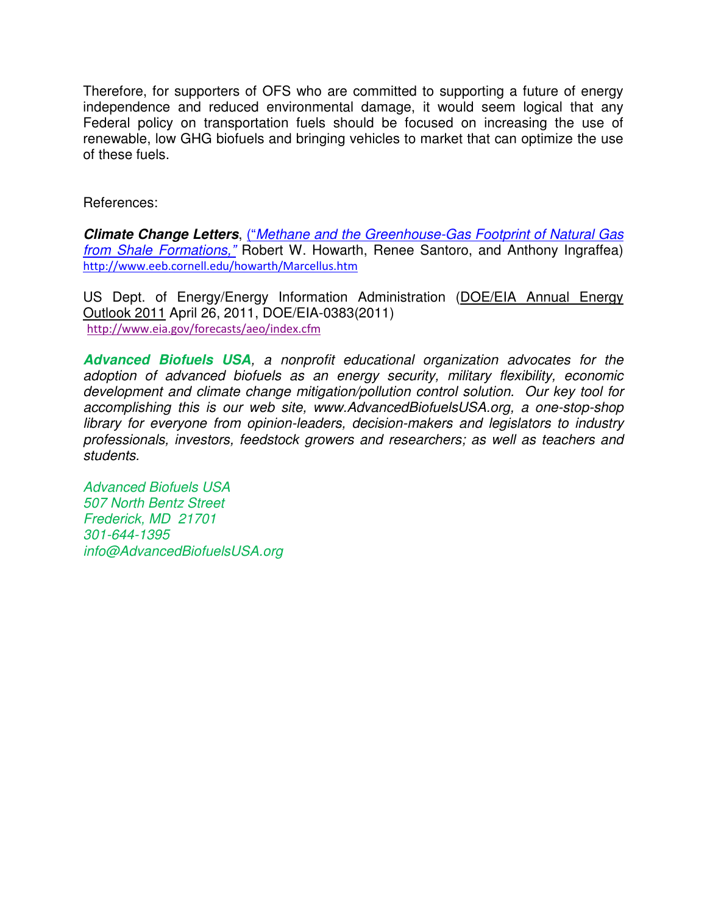Therefore, for supporters of OFS who are committed to supporting a future of energy independence and reduced environmental damage, it would seem logical that any Federal policy on transportation fuels should be focused on increasing the use of renewable, low GHG biofuels and bringing vehicles to market that can optimize the use of these fuels.

References:

***Climate Change Letters***, (*"Methane and the Greenhouse-Gas Footprint of Natural Gas from Shale Formations,"* Robert W. Howarth, Renee Santoro, and Anthony Ingraffea) http://www.eeb.cornell.edu/howarth/Marcellus.htm

US Dept. of Energy/Energy Information Administration (DOE/EIA Annual Energy Outlook 2011 April 26, 2011, DOE/EIA-0383(2011)
http://www.eia.gov/forecasts/aeo/index.cfm

***Advanced Biofuels USA****, a nonprofit educational organization advocates for the adoption of advanced biofuels as an energy security, military flexibility, economic development and climate change mitigation/pollution control solution. Our key tool for accomplishing this is our web site, www.AdvancedBiofuelsUSA.org, a one-stop-shop library for everyone from opinion-leaders, decision-makers and legislators to industry professionals, investors, feedstock growers and researchers; as well as teachers and students.*

*Advanced Biofuels USA*
*507 North Bentz Street*
*Frederick, MD 21701*
*301-644-1395*
*info@AdvancedBiofuelsUSA.org*